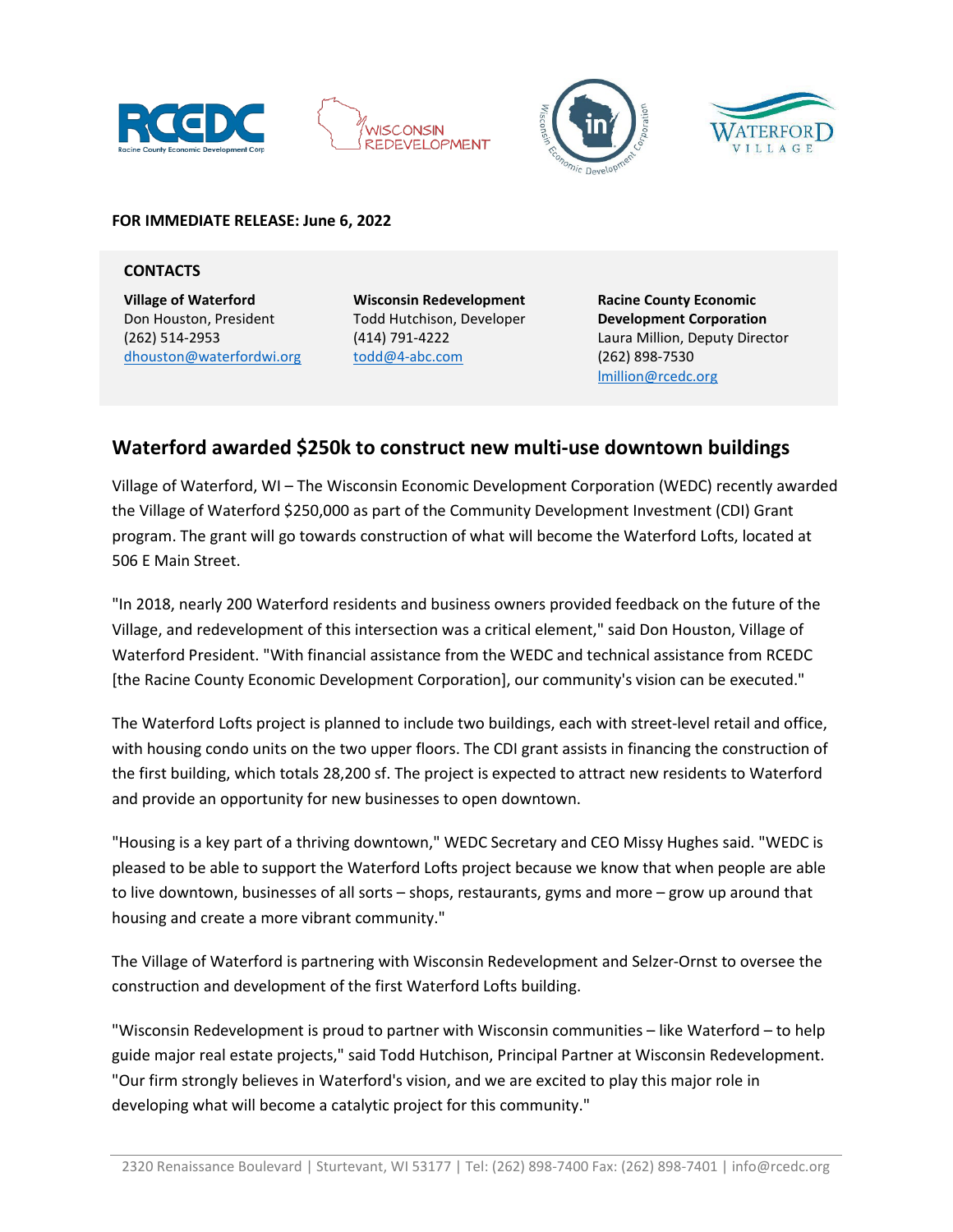**FOR IMMEDIATE RELEASE: June 6, 2022**

**CONTACTS**

**Village of Waterford**
Don Houston, President
(262) 514-2953
dhouston@waterfordwi.org

**Wisconsin Redevelopment**
Todd Hutchison, Developer
(414) 791-4222
todd@4-abc.com

**Racine County Economic Development Corporation**
Laura Million, Deputy Director
(262) 898-7530
lmillion@rcedc.org

## Waterford awarded $250k to construct new multi-use downtown buildings

Village of Waterford, WI – The Wisconsin Economic Development Corporation (WEDC) recently awarded the Village of Waterford $250,000 as part of the Community Development Investment (CDI) Grant program. The grant will go towards construction of what will become the Waterford Lofts, located at 506 E Main Street.

"In 2018, nearly 200 Waterford residents and business owners provided feedback on the future of the Village, and redevelopment of this intersection was a critical element," said Don Houston, Village of Waterford President. "With financial assistance from the WEDC and technical assistance from RCEDC [the Racine County Economic Development Corporation], our community's vision can be executed."

The Waterford Lofts project is planned to include two buildings, each with street-level retail and office, with housing condo units on the two upper floors. The CDI grant assists in financing the construction of the first building, which totals 28,200 sf. The project is expected to attract new residents to Waterford and provide an opportunity for new businesses to open downtown.

"Housing is a key part of a thriving downtown," WEDC Secretary and CEO Missy Hughes said. "WEDC is pleased to be able to support the Waterford Lofts project because we know that when people are able to live downtown, businesses of all sorts – shops, restaurants, gyms and more – grow up around that housing and create a more vibrant community."

The Village of Waterford is partnering with Wisconsin Redevelopment and Selzer-Ornst to oversee the construction and development of the first Waterford Lofts building.

"Wisconsin Redevelopment is proud to partner with Wisconsin communities – like Waterford – to help guide major real estate projects," said Todd Hutchison, Principal Partner at Wisconsin Redevelopment. "Our firm strongly believes in Waterford's vision, and we are excited to play this major role in developing what will become a catalytic project for this community."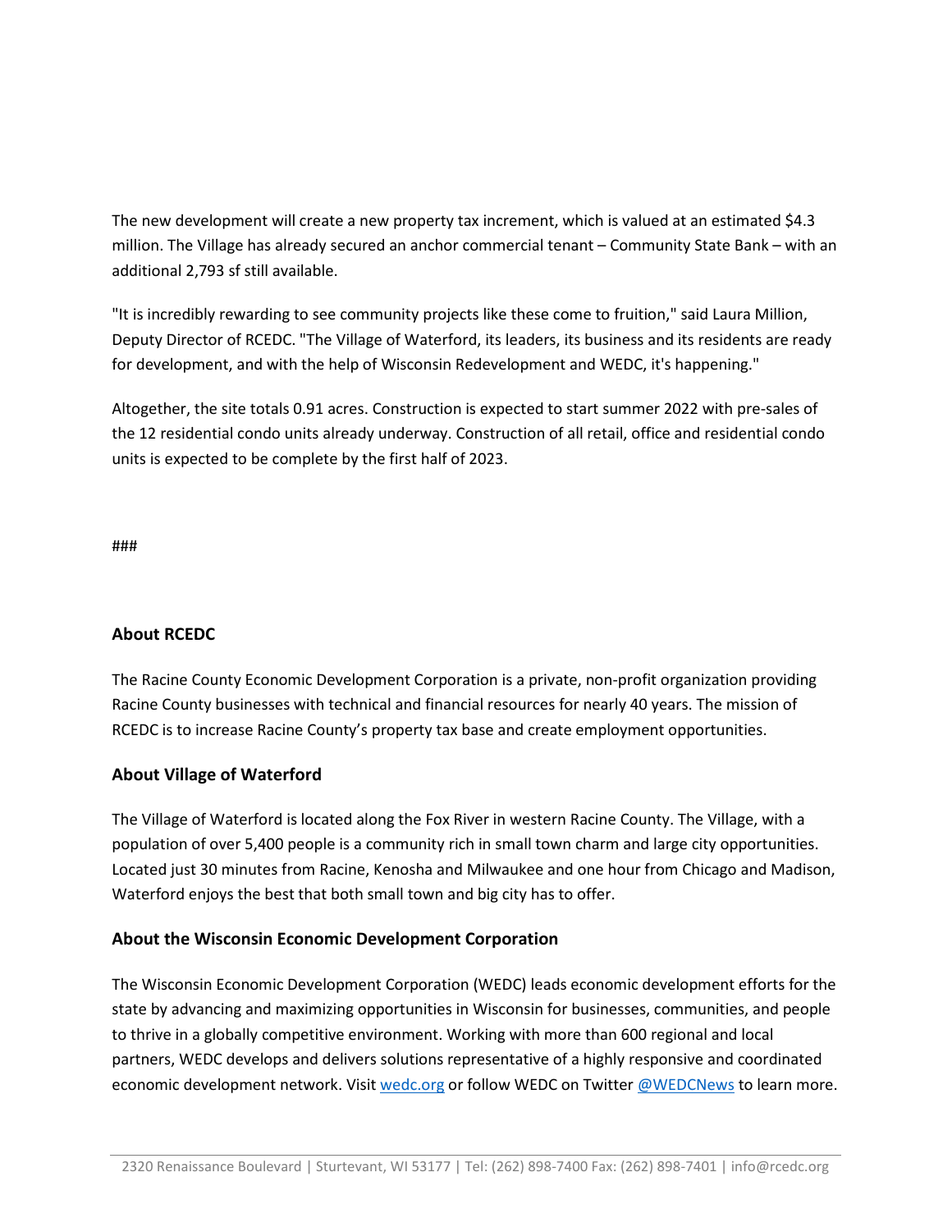The new development will create a new property tax increment, which is valued at an estimated $4.3 million. The Village has already secured an anchor commercial tenant – Community State Bank – with an additional 2,793 sf still available.

"It is incredibly rewarding to see community projects like these come to fruition," said Laura Million, Deputy Director of RCEDC. "The Village of Waterford, its leaders, its business and its residents are ready for development, and with the help of Wisconsin Redevelopment and WEDC, it's happening."

Altogether, the site totals 0.91 acres. Construction is expected to start summer 2022 with pre-sales of the 12 residential condo units already underway. Construction of all retail, office and residential condo units is expected to be complete by the first half of 2023.

###

## About RCEDC

The Racine County Economic Development Corporation is a private, non-profit organization providing Racine County businesses with technical and financial resources for nearly 40 years. The mission of RCEDC is to increase Racine County's property tax base and create employment opportunities.

## About Village of Waterford

The Village of Waterford is located along the Fox River in western Racine County. The Village, with a population of over 5,400 people is a community rich in small town charm and large city opportunities. Located just 30 minutes from Racine, Kenosha and Milwaukee and one hour from Chicago and Madison, Waterford enjoys the best that both small town and big city has to offer.

## About the Wisconsin Economic Development Corporation

The Wisconsin Economic Development Corporation (WEDC) leads economic development efforts for the state by advancing and maximizing opportunities in Wisconsin for businesses, communities, and people to thrive in a globally competitive environment. Working with more than 600 regional and local partners, WEDC develops and delivers solutions representative of a highly responsive and coordinated economic development network. Visit [wedc.org](wedc.org) or follow WEDC on Twitter [@WEDCNews](@WEDCNews) to learn more.

2320 Renaissance Boulevard | Sturtevant, WI 53177 | Tel: (262) 898-7400 Fax: (262) 898-7401 | info@rcedc.org